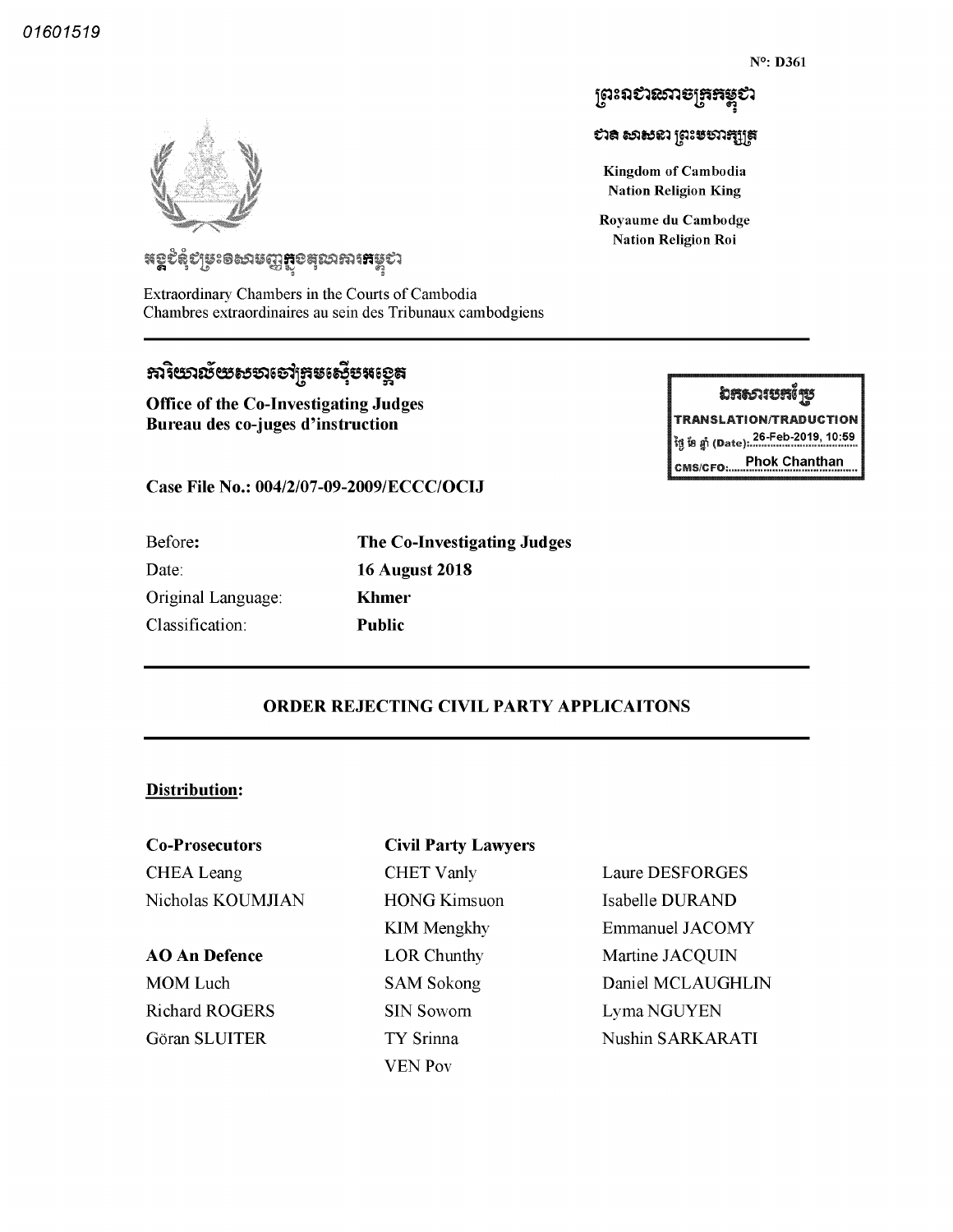01601519

N°: D361

ព្រះរាជាណាចក្រកម្ពុជា

ជាតិ សាសនា ព្រះមហាក្សត្រ

Kingdom of Cambodia
Nation Religion King

Royaume du Cambodge
Nation Religion Roi

អង្គជំនុំជម្រះវិសាមញ្ញក្នុងតុលាការកម្ពុជា

Extraordinary Chambers in the Courts of Cambodia
Chambres extraordinaires au sein des Tribunaux cambodgiens

ឯកសារបកប្រែ
TRANSLATION/TRADUCTION
ថ្ងៃ ខែ ឆ្នាំ (Date): 26-Feb-2019, 10:59
CMS/CFO: Phok Chanthan

# ការិយាល័យសហចៅក្រមស៊ើបអង្កេត

**Office of the Co-Investigating Judges**
**Bureau des co-juges d'instruction**

**Case File No.: 004/2/07-09-2009/ECCC/OCIJ**

| | |
|---|---|
| Before: | **The Co-Investigating Judges** |
| Date: | **16 August 2018** |
| Original Language: | **Khmer** |
| Classification: | **Public** |

## ORDER REJECTING CIVIL PARTY APPLICAITONS

**Distribution:**

| | | |
|---|---|---|
| **Co-Prosecutors** | **Civil Party Lawyers** | |
| CHEA Leang | CHET Vanly | Laure DESFORGES |
| Nicholas KOUMJIAN | HONG Kimsuon | Isabelle DURAND |
| | KIM Mengkhy | Emmanuel JACOMY |
| **AO An Defence** | LOR Chunthy | Martine JACQUIN |
| MOM Luch | SAM Sokong | Daniel MCLAUGHLIN |
| Richard ROGERS | SIN Soworn | Lyma NGUYEN |
| Göran SLUITER | TY Srinna | Nushin SARKARATI |
| | VEN Pov | |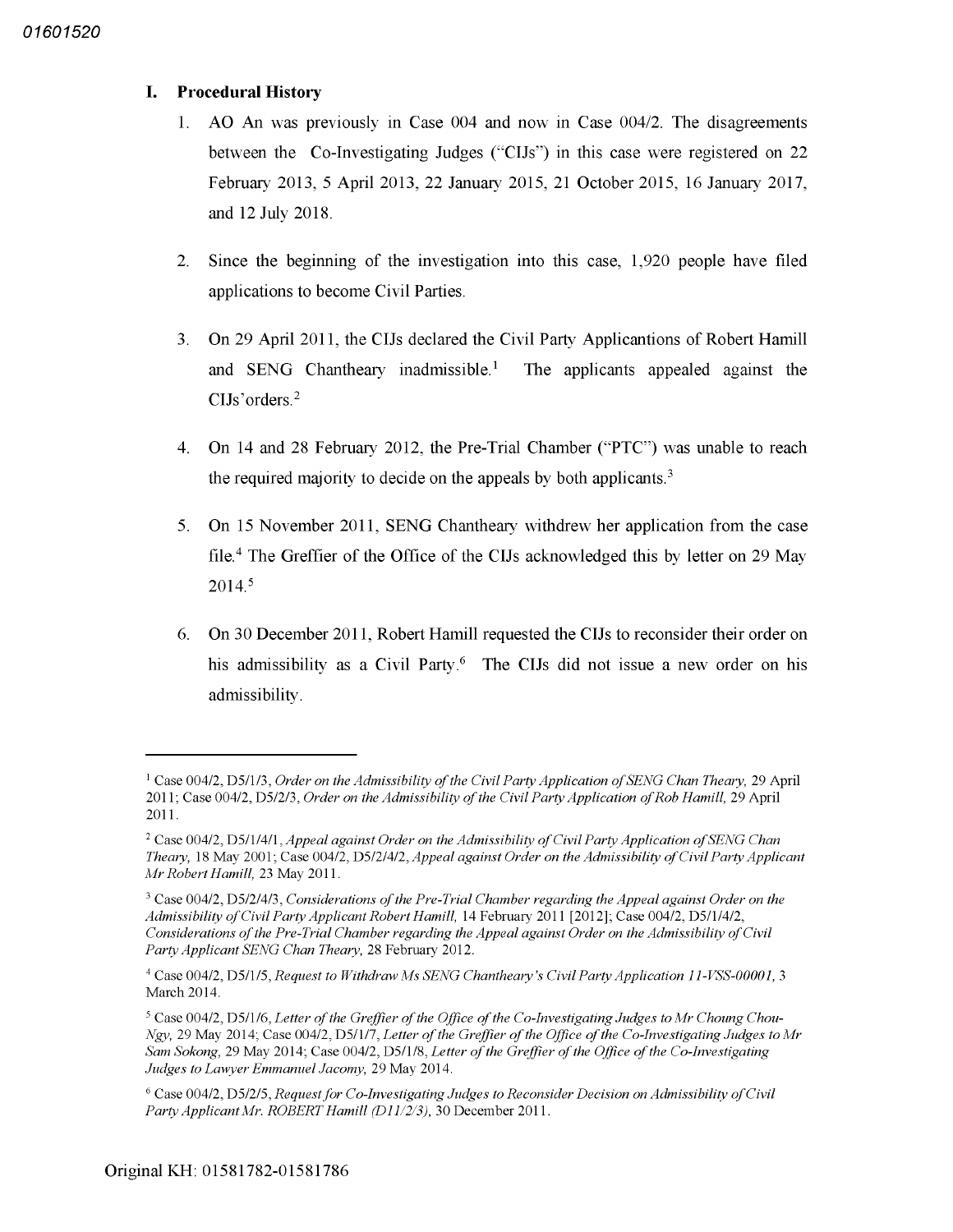## I. Procedural History

1. AO An was previously in Case 004 and now in Case 004/2. The disagreements between the Co-Investigating Judges ("CIJs") in this case were registered on 22 February 2013, 5 April 2013, 22 January 2015, 21 October 2015, 16 January 2017, and 12 July 2018.

2. Since the beginning of the investigation into this case, 1,920 people have filed applications to become Civil Parties.

3. On 29 April 2011, the CIJs declared the Civil Party Applicantions of Robert Hamill and SENG Chantheary inadmissible.[1] The applicants appealed against the CIJs'orders.[2]

4. On 14 and 28 February 2012, the Pre-Trial Chamber ("PTC") was unable to reach the required majority to decide on the appeals by both applicants.[3]

5. On 15 November 2011, SENG Chantheary withdrew her application from the case file.[4] The Greffier of the Office of the CIJs acknowledged this by letter on 29 May 2014.[5]

6. On 30 December 2011, Robert Hamill requested the CIJs to reconsider their order on his admissibility as a Civil Party.[6] The CIJs did not issue a new order on his admissibility.

---

[1] Case 004/2, D5/1/3, *Order on the Admissibility of the Civil Party Application of SENG Chan Theary,* 29 April 2011; Case 004/2, D5/2/3, *Order on the Admissibility of the Civil Party Application of Rob Hamill,* 29 April 2011.

[2] Case 004/2, D5/1/4/1, *Appeal against Order on the Admissibility of Civil Party Application of SENG Chan Theary,* 18 May 2001; Case 004/2, D5/2/4/2, *Appeal against Order on the Admissibility of Civil Party Applicant Mr Robert Hamill,* 23 May 2011.

[3] Case 004/2, D5/2/4/3, *Considerations of the Pre-Trial Chamber regarding the Appeal against Order on the Admissibility of Civil Party Applicant Robert Hamill,* 14 February 2011 [2012]; Case 004/2, D5/1/4/2, *Considerations of the Pre-Trial Chamber regarding the Appeal against Order on the Admissibility of Civil Party Applicant SENG Chan Theary,* 28 February 2012.

[4] Case 004/2, D5/1/5, *Request to Withdraw Ms SENG Chantheary's Civil Party Application 11-VSS-00001,* 3 March 2014.

[5] Case 004/2, D5/1/6, *Letter of the Greffier of the Office of the Co-Investigating Judges to Mr Choung Chou-Ngy,* 29 May 2014; Case 004/2, D5/1/7, *Letter of the Greffier of the Office of the Co-Investigating Judges to Mr Sam Sokong,* 29 May 2014; Case 004/2, D5/1/8, *Letter of the Greffier of the Office of the Co-Investigating Judges to Lawyer Emmanuel Jacomy,* 29 May 2014.

[6] Case 004/2, D5/2/5, *Request for Co-Investigating Judges to Reconsider Decision on Admissibility of Civil Party Applicant Mr. ROBERT Hamill (D11/2/3),* 30 December 2011.

Original KH: 01581782-01581786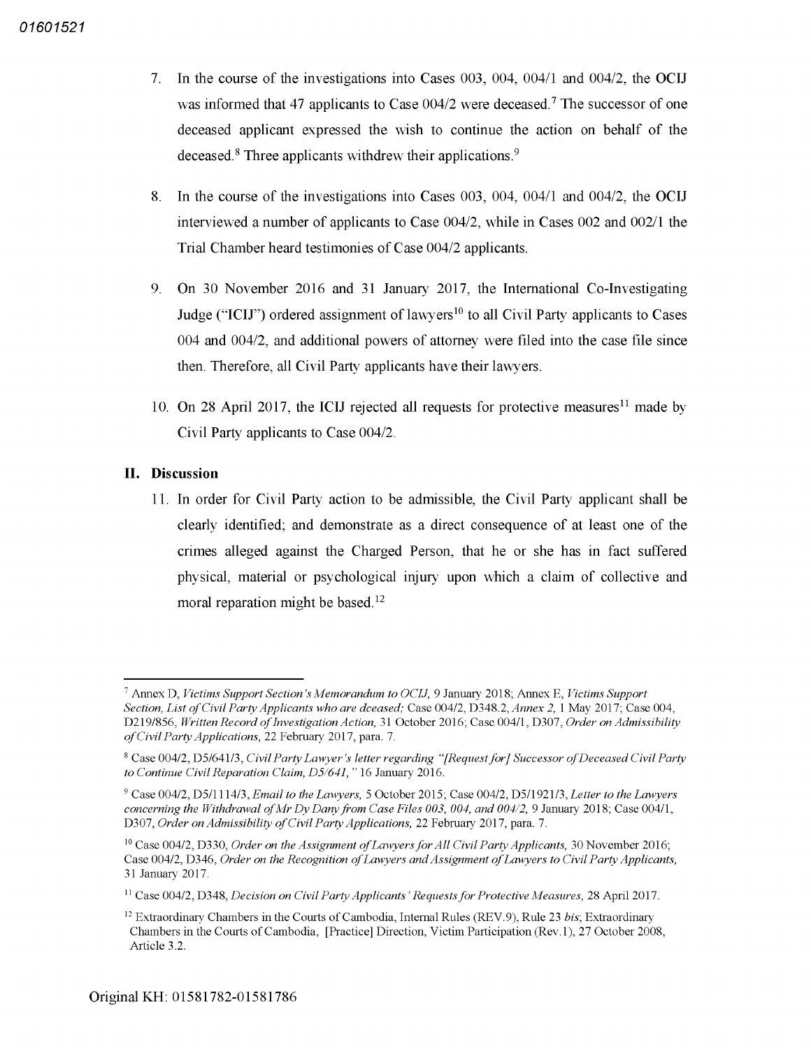7. In the course of the investigations into Cases 003, 004, 004/1 and 004/2, the **OCIJ** was informed that 47 applicants to Case 004/2 were deceased.[7] The successor of one deceased applicant expressed the wish to continue the action on behalf of the deceased.[8] Three applicants withdrew their applications.[9]

8. In the course of the investigations into Cases 003, 004, 004/1 and 004/2, the **OCIJ** interviewed a number of applicants to Case 004/2, while in Cases 002 and 002/1 the Trial Chamber heard testimonies of Case 004/2 applicants.

9. On 30 November 2016 and 31 January 2017, the International Co-Investigating Judge ("**ICIJ**") ordered assignment of lawyers[10] to all Civil Party applicants to Cases 004 and 004/2, and additional powers of attorney were filed into the case file since then. Therefore, all Civil Party applicants have their lawyers.

10. On 28 April 2017, the **ICIJ** rejected all requests for protective measures[11] made by Civil Party applicants to Case 004/2.

## II. Discussion

11. In order for Civil Party action to be admissible, the Civil Party applicant shall be clearly identified; and demonstrate as a direct consequence of at least one of the crimes alleged against the Charged Person, that he or she has in fact suffered physical, material or psychological injury upon which a claim of collective and moral reparation might be based.[12]

---

[7] Annex D, *Victims Support Section's Memorandum to OCIJ,* 9 January 2018; Annex E, *Victims Support Section, List of Civil Party Applicants who are dceased;* Case 004/2, D348.2, *Annex 2,* 1 May 2017; Case 004, D219/856, *Written Record of Investigation Action,* 31 October 2016; Case 004/1, D307, *Order on Admissibility of Civil Party Applications,* 22 February 2017, para. 7.

[8] Case 004/2, D5/641/3, *Civil Party Lawyer's letter regarding "[Request for] Successor of Deceased Civil Party to Continue Civil Reparation Claim, D5/641,"* 16 January 2016.

[9] Case 004/2, D5/1114/3, *Email to the Lawyers,* 5 October 2015; Case 004/2, D5/1921/3, *Letter to the Lawyers concerning the Withdrawal of Mr Dy Dany from Case Files 003, 004, and 004/2,* 9 January 2018; Case 004/1, D307, *Order on Admissibility of Civil Party Applications,* 22 February 2017, para. 7.

[10] Case 004/2, D330, *Order on the Assignment of Lawyers for All Civil Party Applicants,* 30 November 2016; Case 004/2, D346, *Order on the Recognition of Lawyers and Assignment of Lawyers to Civil Party Applicants,* 31 January 2017.

[11] Case 004/2, D348, *Decision on Civil Party Applicants' Requests for Protective Measures,* 28 April 2017.

[12] Extraordinary Chambers in the Courts of Cambodia, Internal Rules (REV.9), Rule 23 *bis*; Extraordinary Chambers in the Courts of Cambodia, [Practice] Direction, Victim Participation (Rev.1), 27 October 2008, Article 3.2.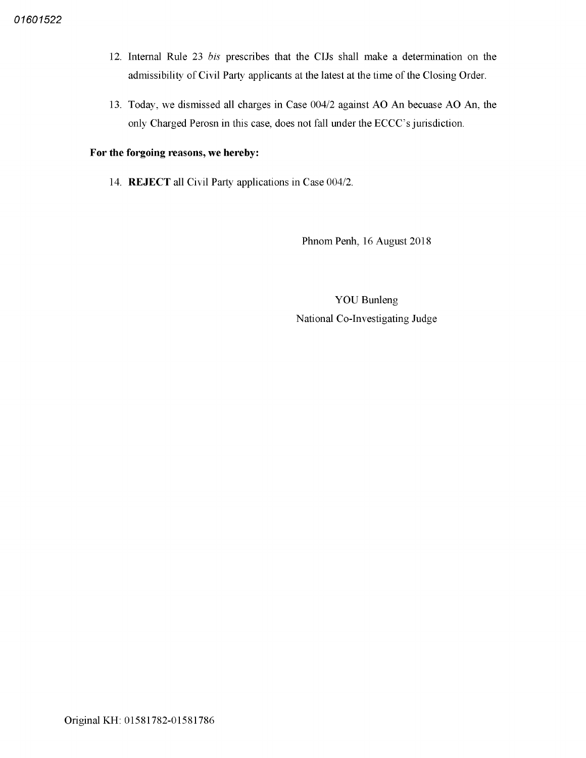12. Internal Rule 23 *bis* prescribes that the CIJs shall make a determination on the admissibility of Civil Party applicants at the latest at the time of the Closing Order.

13. Today, we dismissed all charges in Case 004/2 against AO An becuase AO An, the only Charged Perosn in this case, does not fall under the ECCC's jurisdiction.

**For the forgoing reasons, we hereby:**

14. **REJECT** all Civil Party applications in Case 004/2.

Phnom Penh, 16 August 2018

YOU Bunleng
National Co-Investigating Judge

Original KH: 01581782-01581786